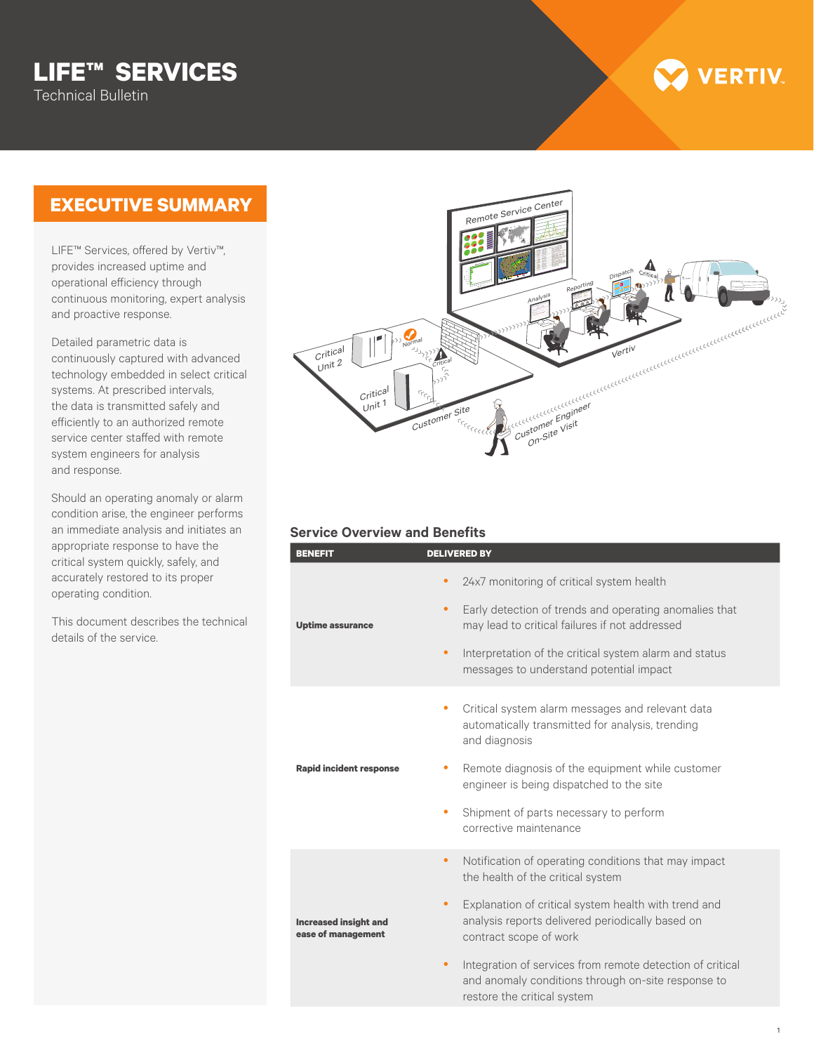# LIFE™ SERVICES

Technical Bulletin

## EXECUTIVE SUMMARY

LIFE™ Services, offered by Vertiv™, provides increased uptime and operational efficiency through continuous monitoring, expert analysis and proactive response.

Detailed parametric data is continuously captured with advanced technology embedded in select critical systems. At prescribed intervals, the data is transmitted safely and efficiently to an authorized remote service center staffed with remote system engineers for analysis and response.

Should an operating anomaly or alarm condition arise, the engineer performs an immediate analysis and initiates an appropriate response to have the critical system quickly, safely, and accurately restored to its proper operating condition.

This document describes the technical details of the service.

### Service Overview and Benefits

| BENEFIT | DELIVERED BY |
|---|---|
| **Uptime assurance** | • 24x7 monitoring of critical system health<br>• Early detection of trends and operating anomalies that may lead to critical failures if not addressed<br>• Interpretation of the critical system alarm and status messages to understand potential impact |
| **Rapid incident response** | • Critical system alarm messages and relevant data automatically transmitted for analysis, trending and diagnosis<br>• Remote diagnosis of the equipment while customer engineer is being dispatched to the site<br>• Shipment of parts necessary to perform corrective maintenance |
| **Increased insight and ease of management** | • Notification of operating conditions that may impact the health of the critical system<br>• Explanation of critical system health with trend and analysis reports delivered periodically based on contract scope of work<br>• Integration of services from remote detection of critical and anomaly conditions through on-site response to restore the critical system |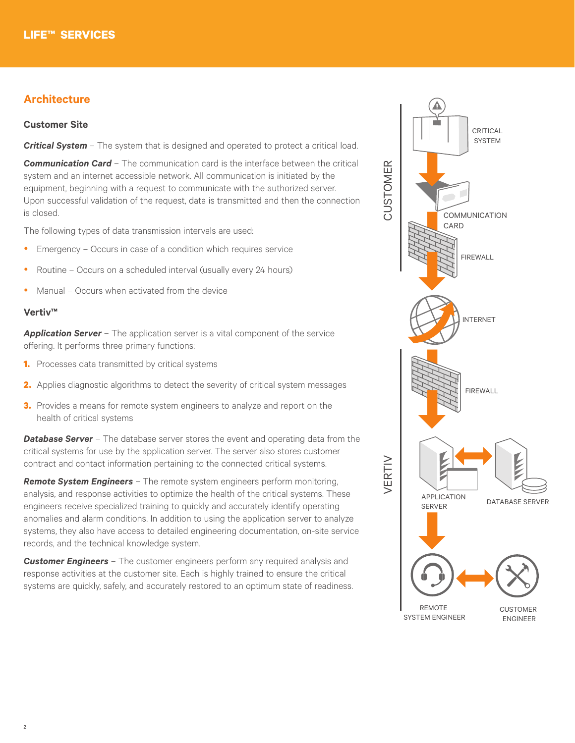## Architecture

### Customer Site

***Critical System*** – The system that is designed and operated to protect a critical load.

***Communication Card*** – The communication card is the interface between the critical system and an internet accessible network. All communication is initiated by the equipment, beginning with a request to communicate with the authorized server. Upon successful validation of the request, data is transmitted and then the connection is closed.

The following types of data transmission intervals are used:

- Emergency – Occurs in case of a condition which requires service
- Routine – Occurs on a scheduled interval (usually every 24 hours)
- Manual – Occurs when activated from the device

### Vertiv™

***Application Server*** – The application server is a vital component of the service offering. It performs three primary functions:

1. Processes data transmitted by critical systems
2. Applies diagnostic algorithms to detect the severity of critical system messages
3. Provides a means for remote system engineers to analyze and report on the health of critical systems

***Database Server*** – The database server stores the event and operating data from the critical systems for use by the application server. The server also stores customer contract and contact information pertaining to the connected critical systems.

***Remote System Engineers*** – The remote system engineers perform monitoring, analysis, and response activities to optimize the health of the critical systems. These engineers receive specialized training to quickly and accurately identify operating anomalies and alarm conditions. In addition to using the application server to analyze systems, they also have access to detailed engineering documentation, on-site service records, and the technical knowledge system.

***Customer Engineers*** – The customer engineers perform any required analysis and response activities at the customer site. Each is highly trained to ensure the critical systems are quickly, safely, and accurately restored to an optimum state of readiness.

CUSTOMER

CRITICAL SYSTEM

COMMUNICATION CARD

FIREWALL

INTERNET

VERTIV

FIREWALL

APPLICATION SERVER

DATABASE SERVER

REMOTE SYSTEM ENGINEER

CUSTOMER ENGINEER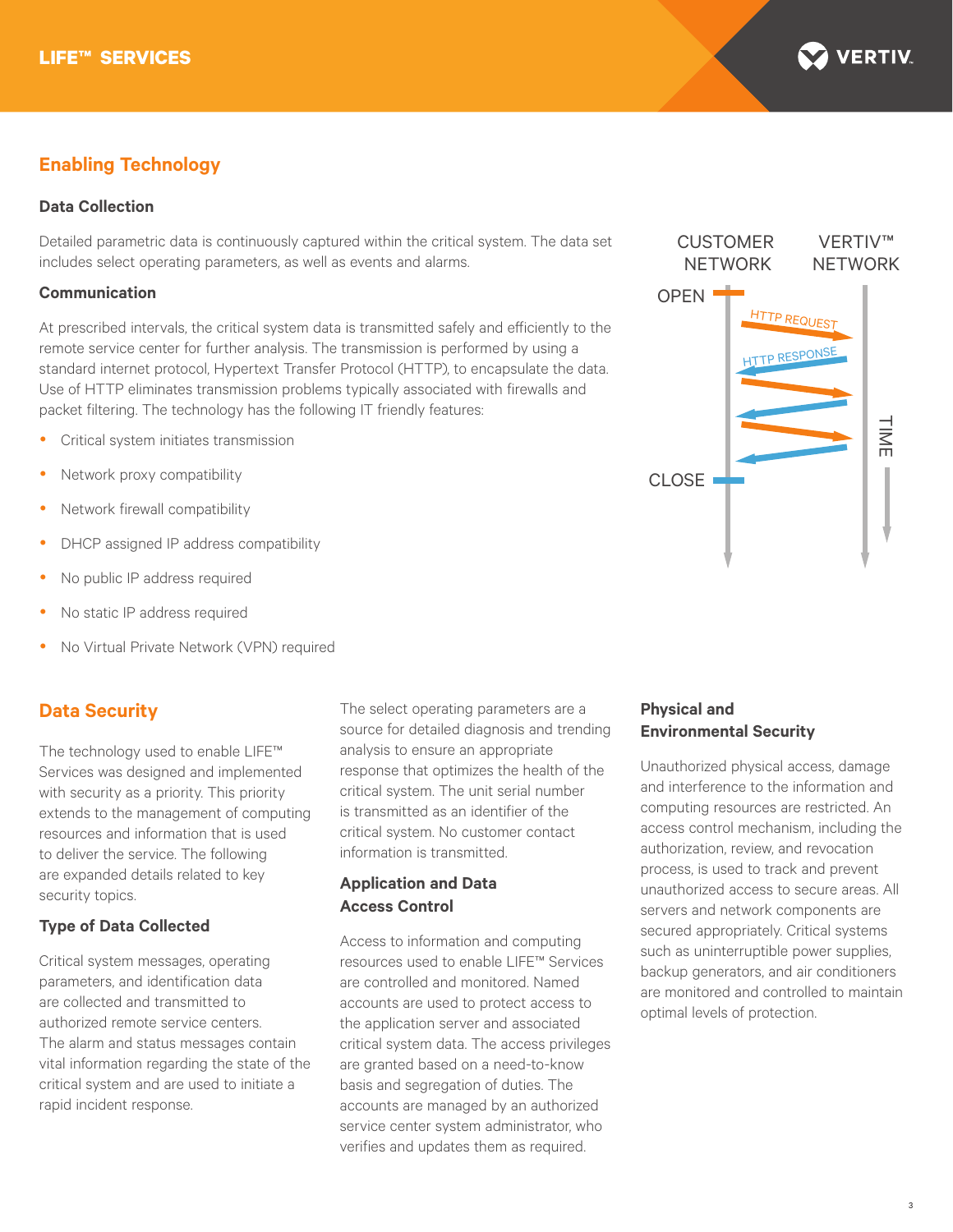## Enabling Technology

### Data Collection

Detailed parametric data is continuously captured within the critical system. The data set includes select operating parameters, as well as events and alarms.

### Communication

At prescribed intervals, the critical system data is transmitted safely and efficiently to the remote service center for further analysis. The transmission is performed by using a standard internet protocol, Hypertext Transfer Protocol (HTTP), to encapsulate the data. Use of HTTP eliminates transmission problems typically associated with firewalls and packet filtering. The technology has the following IT friendly features:

- Critical system initiates transmission
- Network proxy compatibility
- Network firewall compatibility
- DHCP assigned IP address compatibility
- No public IP address required
- No static IP address required
- No Virtual Private Network (VPN) required

CUSTOMER NETWORK — VERTIV™ NETWORK

OPEN — HTTP REQUEST — HTTP RESPONSE — CLOSE — TIME

## Data Security

The technology used to enable LIFE™ Services was designed and implemented with security as a priority. This priority extends to the management of computing resources and information that is used to deliver the service. The following are expanded details related to key security topics.

### Type of Data Collected

Critical system messages, operating parameters, and identification data are collected and transmitted to authorized remote service centers. The alarm and status messages contain vital information regarding the state of the critical system and are used to initiate a rapid incident response.

The select operating parameters are a source for detailed diagnosis and trending analysis to ensure an appropriate response that optimizes the health of the critical system. The unit serial number is transmitted as an identifier of the critical system. No customer contact information is transmitted.

### Application and Data Access Control

Access to information and computing resources used to enable LIFE™ Services are controlled and monitored. Named accounts are used to protect access to the application server and associated critical system data. The access privileges are granted based on a need-to-know basis and segregation of duties. The accounts are managed by an authorized service center system administrator, who verifies and updates them as required.

### Physical and Environmental Security

Unauthorized physical access, damage and interference to the information and computing resources are restricted. An access control mechanism, including the authorization, review, and revocation process, is used to track and prevent unauthorized access to secure areas. All servers and network components are secured appropriately. Critical systems such as uninterruptible power supplies, backup generators, and air conditioners are monitored and controlled to maintain optimal levels of protection.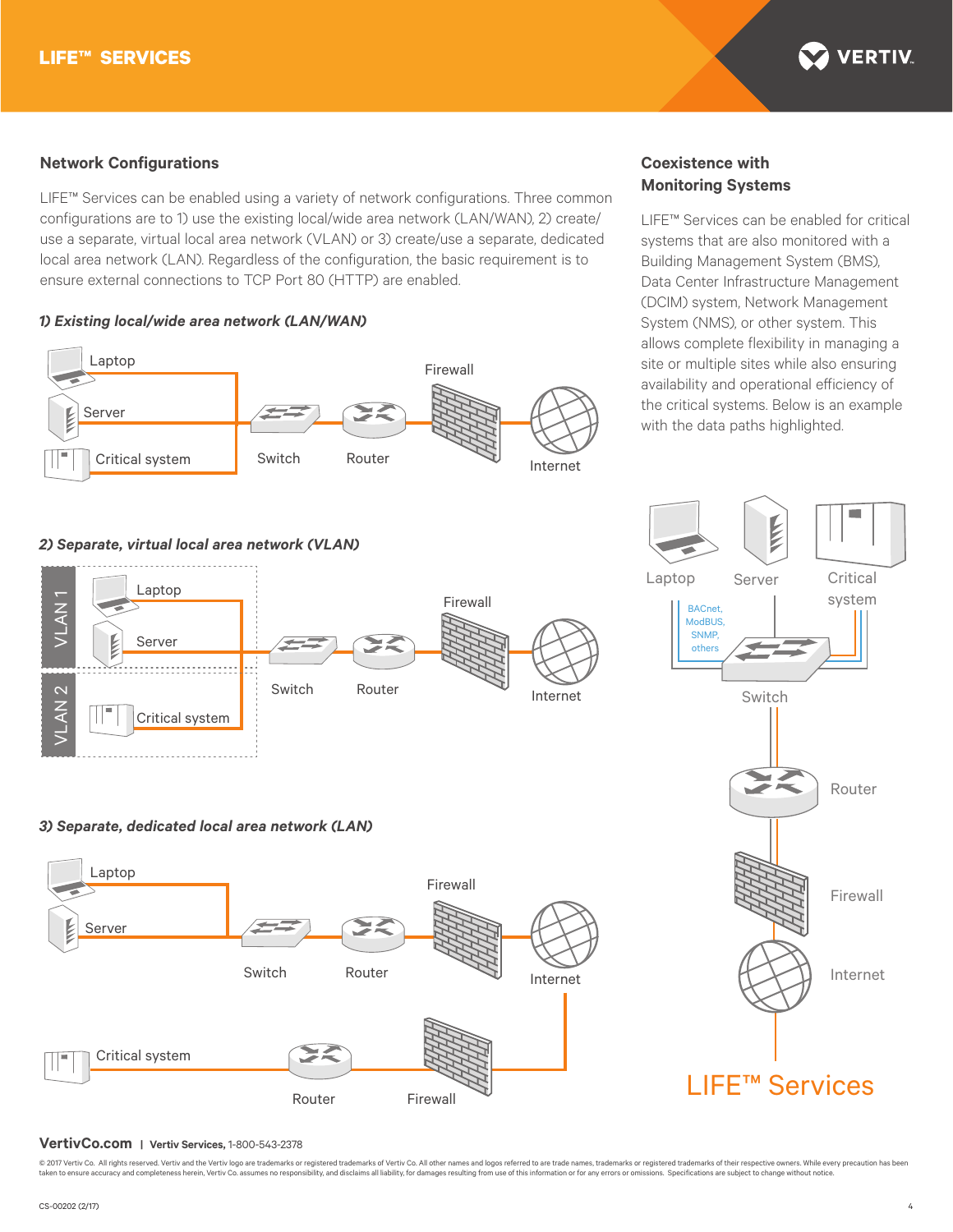## Network Configurations

LIFE™ Services can be enabled using a variety of network configurations. Three common configurations are to 1) use the existing local/wide area network (LAN/WAN), 2) create/use a separate, virtual local area network (VLAN) or 3) create/use a separate, dedicated local area network (LAN). Regardless of the configuration, the basic requirement is to ensure external connections to TCP Port 80 (HTTP) are enabled.

### *1) Existing local/wide area network (LAN/WAN)*

Laptop
Server
Critical system
Switch
Router
Firewall
Internet

### *2) Separate, virtual local area network (VLAN)*

VLAN 1
Laptop
Server
VLAN 2
Critical system
Switch
Router
Firewall
Internet

### *3) Separate, dedicated local area network (LAN)*

Laptop
Server
Switch
Router
Firewall
Internet
Critical system
Router
Firewall

## Coexistence with Monitoring Systems

LIFE™ Services can be enabled for critical systems that are also monitored with a Building Management System (BMS), Data Center Infrastructure Management (DCIM) system, Network Management System (NMS), or other system. This allows complete flexibility in managing a site or multiple sites while also ensuring availability and operational efficiency of the critical systems. Below is an example with the data paths highlighted.

Laptop
Server
Critical system
BACnet, ModBUS, SNMP, others
Switch
Router
Firewall
Internet
LIFE™ Services

**VertivCo.com** | **Vertiv Services,** 1-800-543-2378

© 2017 Vertiv Co. All rights reserved. Vertiv and the Vertiv logo are trademarks or registered trademarks of Vertiv Co. All other names and logos referred to are trade names, trademarks or registered trademarks of their respective owners. While every precaution has been taken to ensure accuracy and completeness herein, Vertiv Co. assumes no responsibility, and disclaims all liability, for damages resulting from use of this information or for any errors or omissions. Specifications are subject to change without notice.

CS-00202 (2/17)